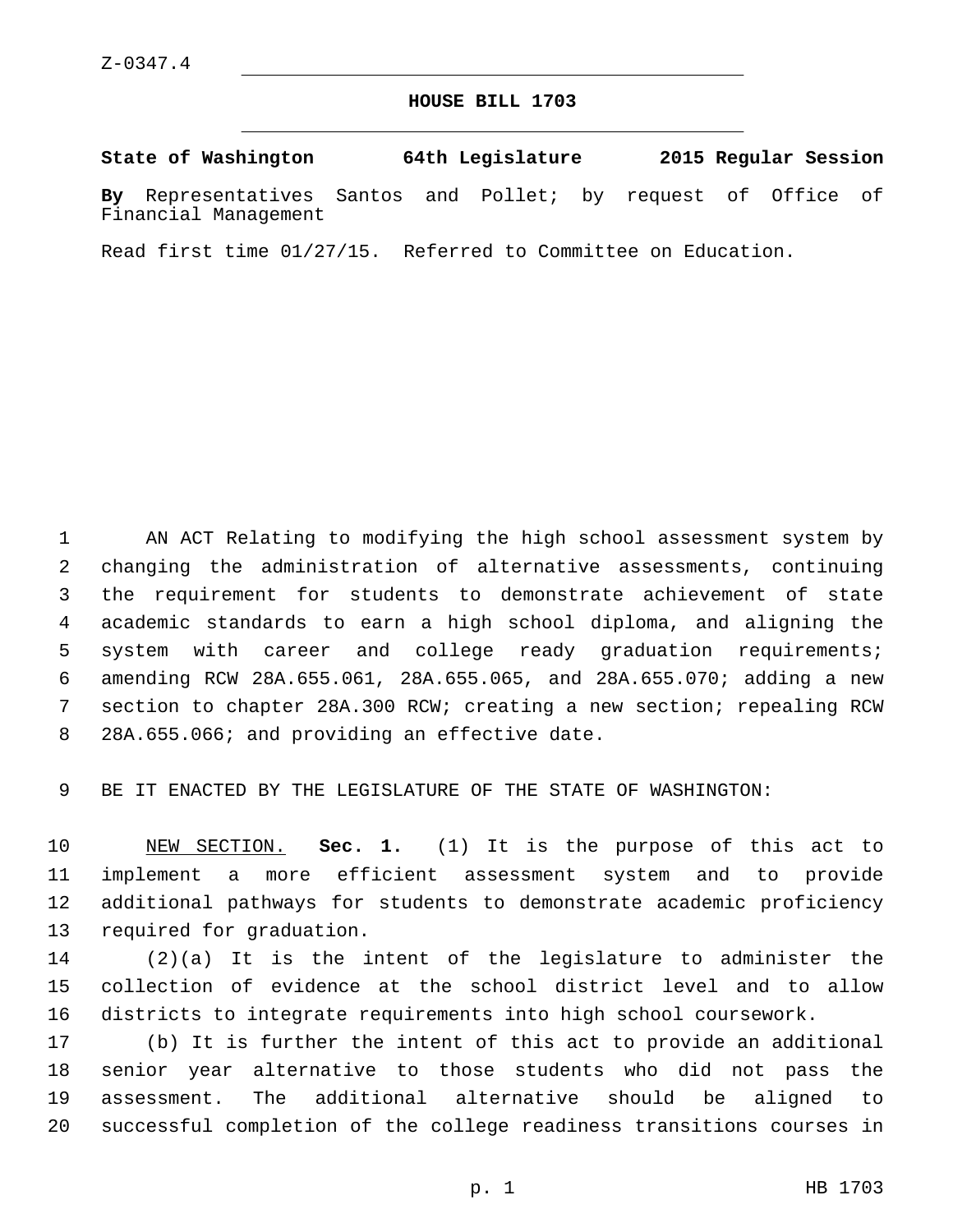Z-0347.4

# HOUSE BILL 1703

**State of Washington 64th Legislature 2015 Regular Session**

**By** Representatives Santos and Pollet; by request of Office of Financial Management

Read first time 01/27/15. Referred to Committee on Education.

AN ACT Relating to modifying the high school assessment system by changing the administration of alternative assessments, continuing the requirement for students to demonstrate achievement of state academic standards to earn a high school diploma, and aligning the system with career and college ready graduation requirements; amending RCW 28A.655.061, 28A.655.065, and 28A.655.070; adding a new section to chapter 28A.300 RCW; creating a new section; repealing RCW 28A.655.066; and providing an effective date.

BE IT ENACTED BY THE LEGISLATURE OF THE STATE OF WASHINGTON:

NEW SECTION. **Sec. 1.** (1) It is the purpose of this act to implement a more efficient assessment system and to provide additional pathways for students to demonstrate academic proficiency required for graduation.

(2)(a) It is the intent of the legislature to administer the collection of evidence at the school district level and to allow districts to integrate requirements into high school coursework.

(b) It is further the intent of this act to provide an additional senior year alternative to those students who did not pass the assessment. The additional alternative should be aligned to successful completion of the college readiness transitions courses in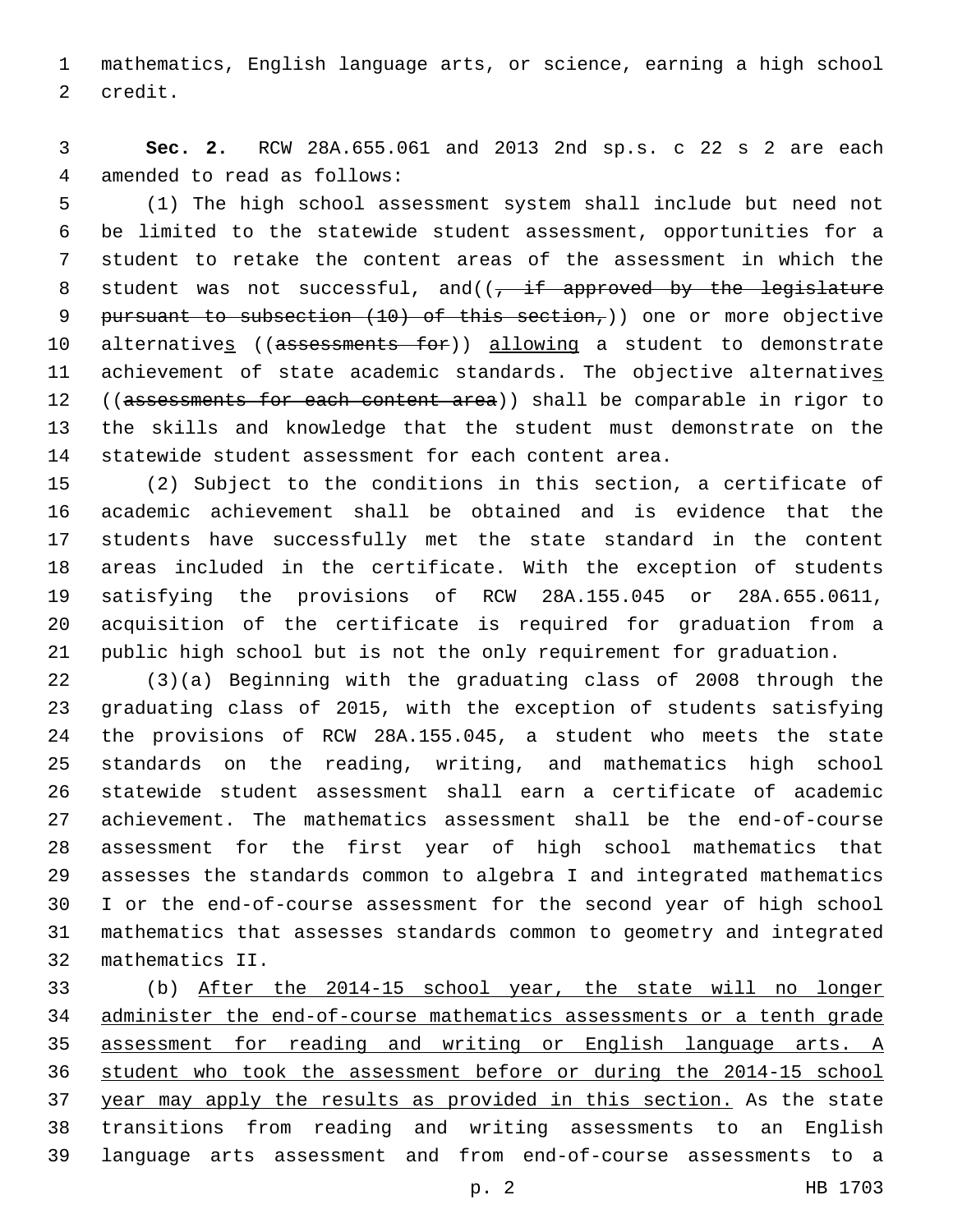mathematics, English language arts, or science, earning a high school credit.

**Sec. 2.** RCW 28A.655.061 and 2013 2nd sp.s. c 22 s 2 are each amended to read as follows:

(1) The high school assessment system shall include but need not be limited to the statewide student assessment, opportunities for a student to retake the content areas of the assessment in which the student was not successful, and((~~, if approved by the legislature pursuant to subsection (10) of this section,~~)) one or more objective alternative<u>s</u> ((~~assessments for~~)) <u>allowing</u> a student to demonstrate achievement of state academic standards. The objective alternative<u>s</u> ((~~assessments for each content area~~)) shall be comparable in rigor to the skills and knowledge that the student must demonstrate on the statewide student assessment for each content area.

(2) Subject to the conditions in this section, a certificate of academic achievement shall be obtained and is evidence that the students have successfully met the state standard in the content areas included in the certificate. With the exception of students satisfying the provisions of RCW 28A.155.045 or 28A.655.0611, acquisition of the certificate is required for graduation from a public high school but is not the only requirement for graduation.

(3)(a) Beginning with the graduating class of 2008 through the graduating class of 2015, with the exception of students satisfying the provisions of RCW 28A.155.045, a student who meets the state standards on the reading, writing, and mathematics high school statewide student assessment shall earn a certificate of academic achievement. The mathematics assessment shall be the end-of-course assessment for the first year of high school mathematics that assesses the standards common to algebra I and integrated mathematics I or the end-of-course assessment for the second year of high school mathematics that assesses standards common to geometry and integrated mathematics II.

(b) <u>After the 2014-15 school year, the state will no longer administer the end-of-course mathematics assessments or a tenth grade assessment for reading and writing or English language arts. A student who took the assessment before or during the 2014-15 school year may apply the results as provided in this section.</u> As the state transitions from reading and writing assessments to an English language arts assessment and from end-of-course assessments to a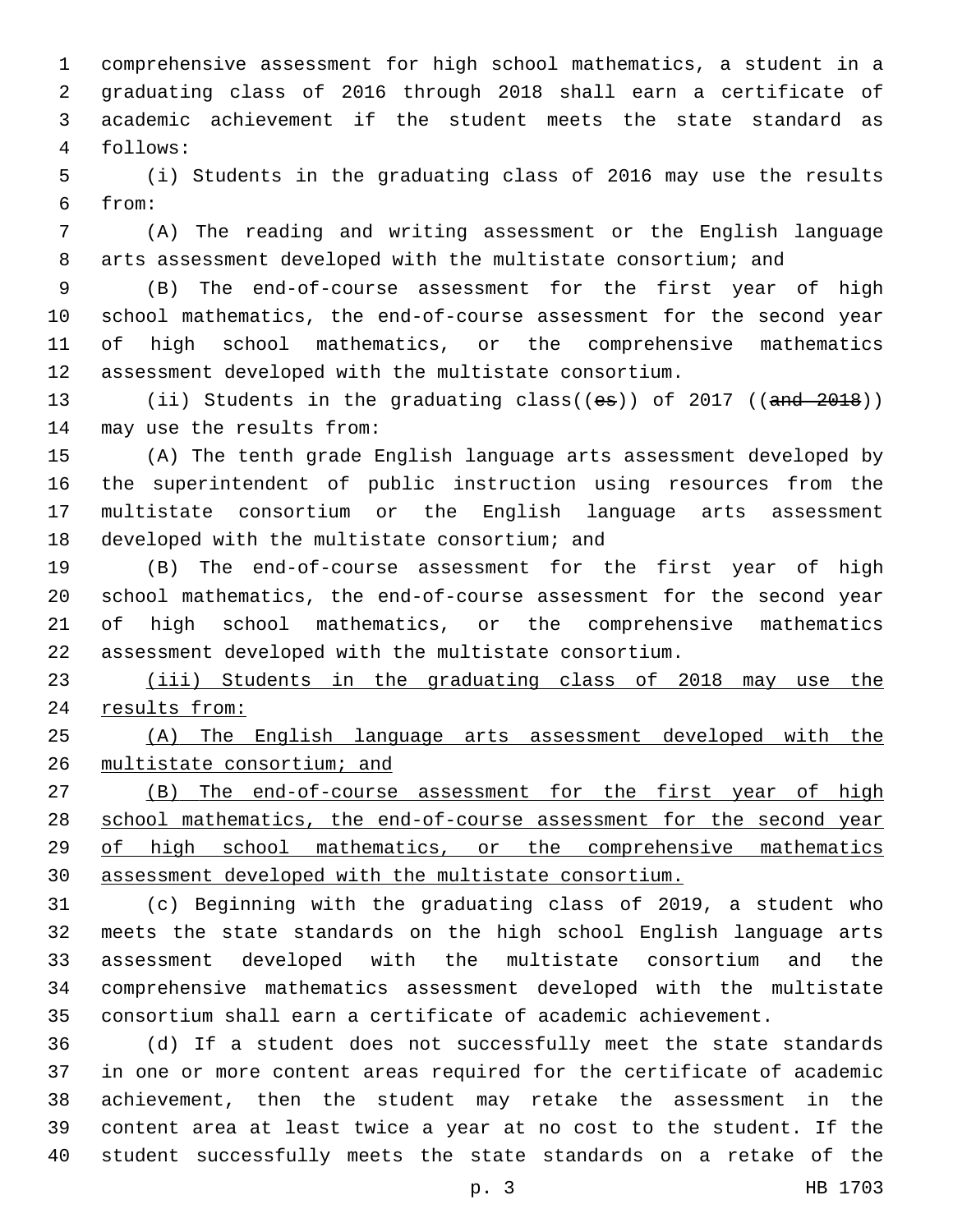comprehensive assessment for high school mathematics, a student in a graduating class of 2016 through 2018 shall earn a certificate of academic achievement if the student meets the state standard as follows:

(i) Students in the graduating class of 2016 may use the results from:

(A) The reading and writing assessment or the English language arts assessment developed with the multistate consortium; and

(B) The end-of-course assessment for the first year of high school mathematics, the end-of-course assessment for the second year of high school mathematics, or the comprehensive mathematics assessment developed with the multistate consortium.

(ii) Students in the graduating class((~~es~~)) of 2017 ((~~and 2018~~)) may use the results from:

(A) The tenth grade English language arts assessment developed by the superintendent of public instruction using resources from the multistate consortium or the English language arts assessment developed with the multistate consortium; and

(B) The end-of-course assessment for the first year of high school mathematics, the end-of-course assessment for the second year of high school mathematics, or the comprehensive mathematics assessment developed with the multistate consortium.

<u>(iii) Students in the graduating class of 2018 may use the results from:</u>

<u>(A) The English language arts assessment developed with the multistate consortium; and</u>

<u>(B) The end-of-course assessment for the first year of high school mathematics, the end-of-course assessment for the second year of high school mathematics, or the comprehensive mathematics assessment developed with the multistate consortium.</u>

(c) Beginning with the graduating class of 2019, a student who meets the state standards on the high school English language arts assessment developed with the multistate consortium and the comprehensive mathematics assessment developed with the multistate consortium shall earn a certificate of academic achievement.

(d) If a student does not successfully meet the state standards in one or more content areas required for the certificate of academic achievement, then the student may retake the assessment in the content area at least twice a year at no cost to the student. If the student successfully meets the state standards on a retake of the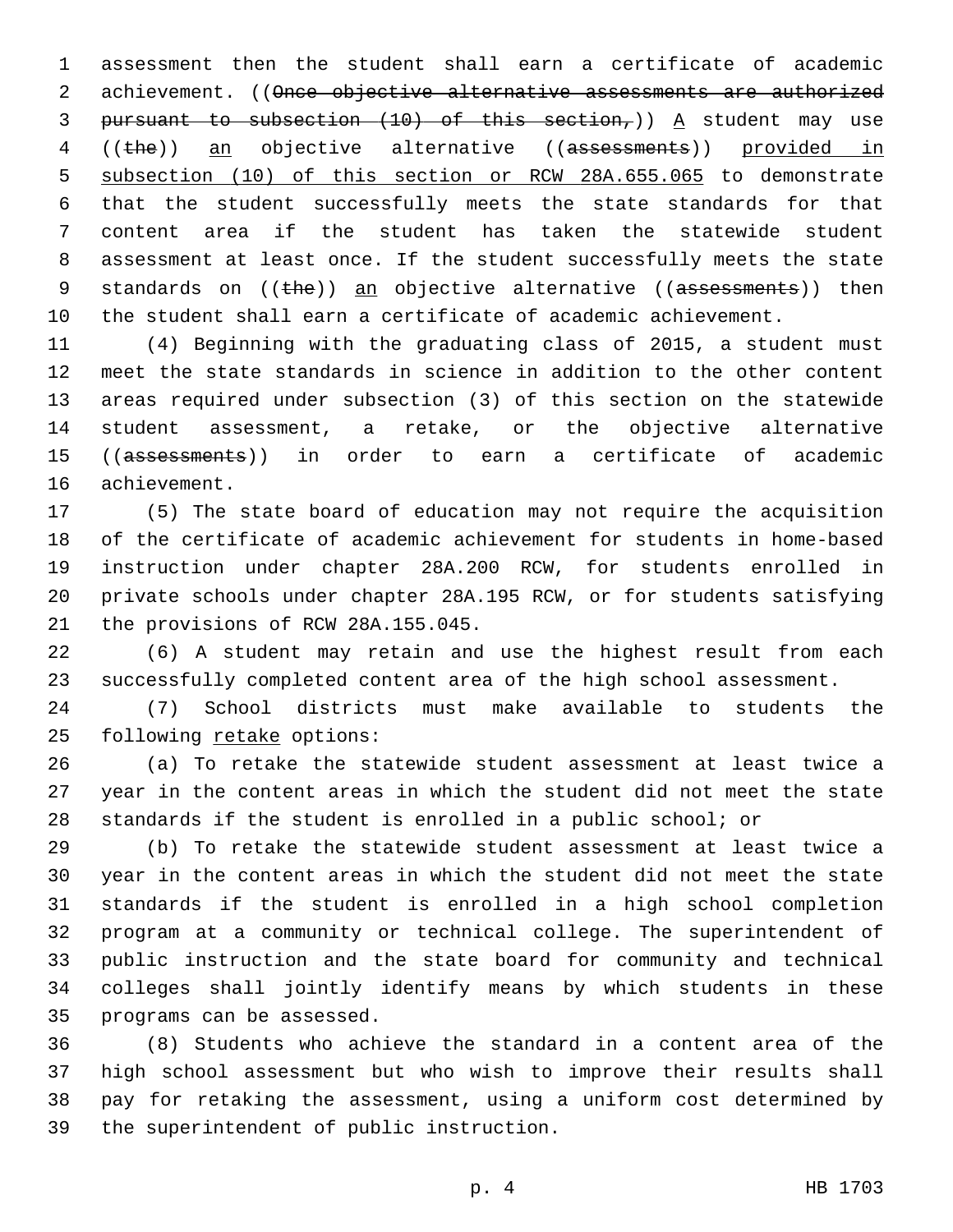assessment then the student shall earn a certificate of academic achievement. ((~~Once objective alternative assessments are authorized pursuant to subsection (10) of this section,~~)) <u>A</u> student may use ((~~the~~)) <u>an</u> objective alternative ((~~assessments~~)) <u>provided in subsection (10) of this section or RCW 28A.655.065</u> to demonstrate that the student successfully meets the state standards for that content area if the student has taken the statewide student assessment at least once. If the student successfully meets the state standards on ((~~the~~)) <u>an</u> objective alternative ((~~assessments~~)) then the student shall earn a certificate of academic achievement.

(4) Beginning with the graduating class of 2015, a student must meet the state standards in science in addition to the other content areas required under subsection (3) of this section on the statewide student assessment, a retake, or the objective alternative ((~~assessments~~)) in order to earn a certificate of academic achievement.

(5) The state board of education may not require the acquisition of the certificate of academic achievement for students in home-based instruction under chapter 28A.200 RCW, for students enrolled in private schools under chapter 28A.195 RCW, or for students satisfying the provisions of RCW 28A.155.045.

(6) A student may retain and use the highest result from each successfully completed content area of the high school assessment.

(7) School districts must make available to students the following <u>retake</u> options:

(a) To retake the statewide student assessment at least twice a year in the content areas in which the student did not meet the state standards if the student is enrolled in a public school; or

(b) To retake the statewide student assessment at least twice a year in the content areas in which the student did not meet the state standards if the student is enrolled in a high school completion program at a community or technical college. The superintendent of public instruction and the state board for community and technical colleges shall jointly identify means by which students in these programs can be assessed.

(8) Students who achieve the standard in a content area of the high school assessment but who wish to improve their results shall pay for retaking the assessment, using a uniform cost determined by the superintendent of public instruction.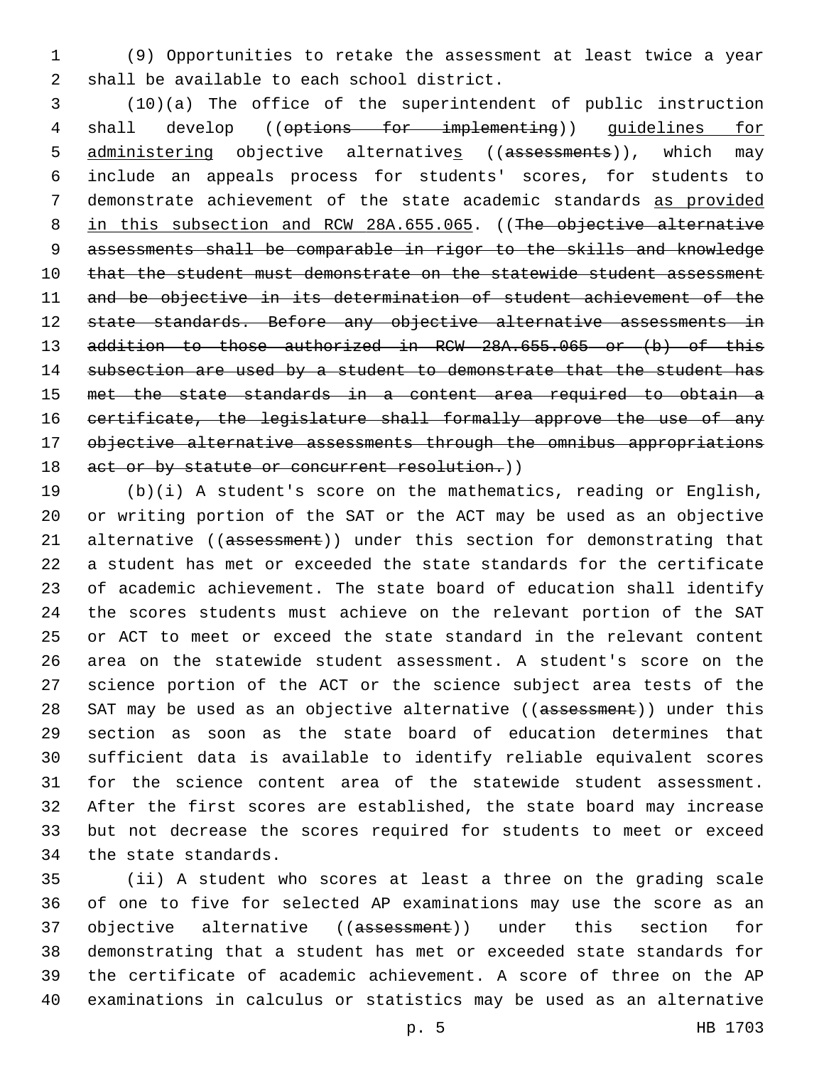(9) Opportunities to retake the assessment at least twice a year shall be available to each school district.

(10)(a) The office of the superintendent of public instruction shall develop ((~~options for implementing~~)) <u>guidelines for administering</u> objective alternative<u>s</u> ((~~assessments~~)), which may include an appeals process for students' scores, for students to demonstrate achievement of the state academic standards <u>as provided in this subsection and RCW 28A.655.065</u>. ((~~The objective alternative assessments shall be comparable in rigor to the skills and knowledge that the student must demonstrate on the statewide student assessment and be objective in its determination of student achievement of the state standards. Before any objective alternative assessments in addition to those authorized in RCW 28A.655.065 or (b) of this subsection are used by a student to demonstrate that the student has met the state standards in a content area required to obtain a certificate, the legislature shall formally approve the use of any objective alternative assessments through the omnibus appropriations act or by statute or concurrent resolution.~~))

(b)(i) A student's score on the mathematics, reading or English, or writing portion of the SAT or the ACT may be used as an objective alternative ((~~assessment~~)) under this section for demonstrating that a student has met or exceeded the state standards for the certificate of academic achievement. The state board of education shall identify the scores students must achieve on the relevant portion of the SAT or ACT to meet or exceed the state standard in the relevant content area on the statewide student assessment. A student's score on the science portion of the ACT or the science subject area tests of the SAT may be used as an objective alternative ((~~assessment~~)) under this section as soon as the state board of education determines that sufficient data is available to identify reliable equivalent scores for the science content area of the statewide student assessment. After the first scores are established, the state board may increase but not decrease the scores required for students to meet or exceed the state standards.

(ii) A student who scores at least a three on the grading scale of one to five for selected AP examinations may use the score as an objective alternative ((~~assessment~~)) under this section for demonstrating that a student has met or exceeded state standards for the certificate of academic achievement. A score of three on the AP examinations in calculus or statistics may be used as an alternative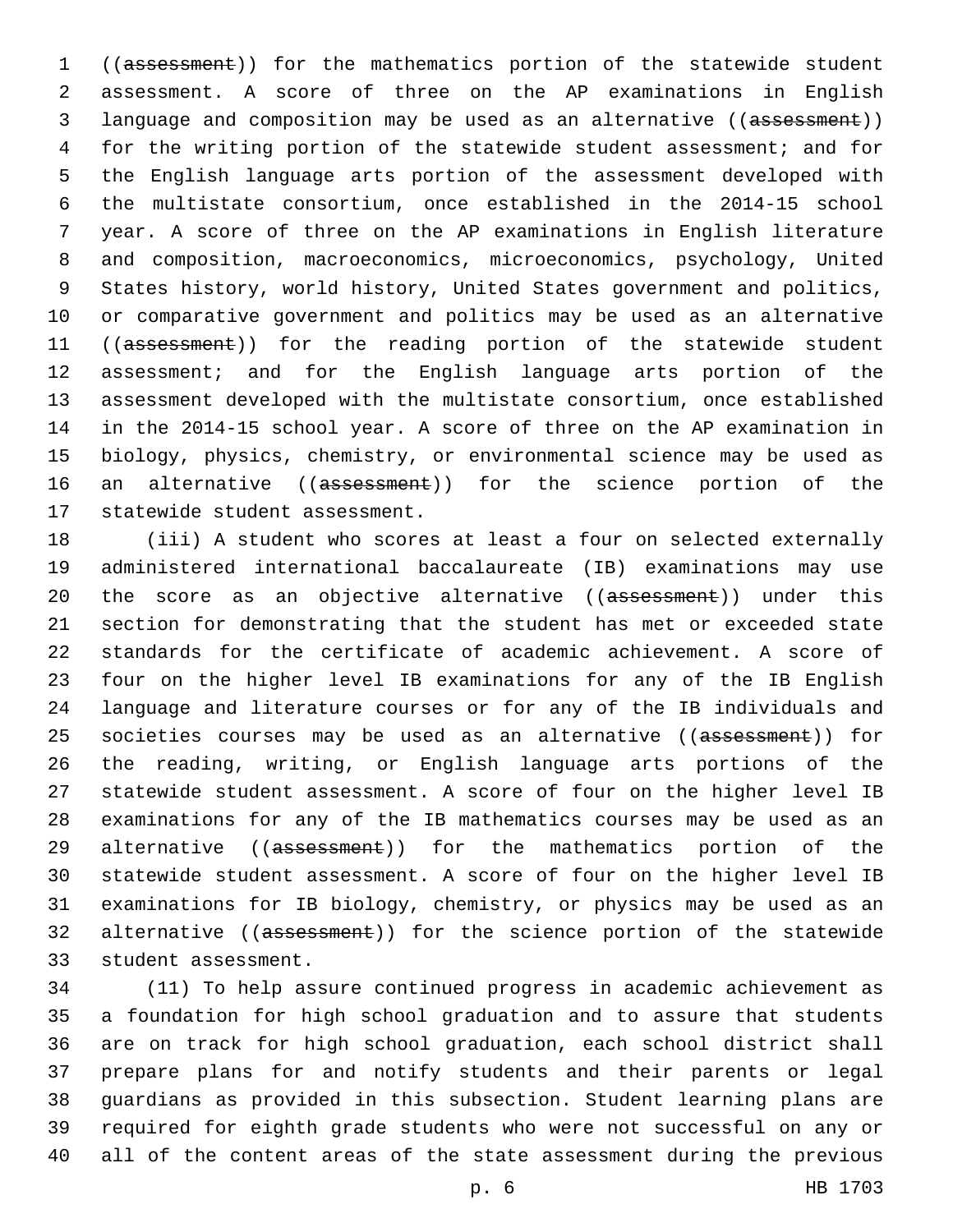((~~assessment~~)) for the mathematics portion of the statewide student assessment. A score of three on the AP examinations in English language and composition may be used as an alternative ((~~assessment~~)) for the writing portion of the statewide student assessment; and for the English language arts portion of the assessment developed with the multistate consortium, once established in the 2014-15 school year. A score of three on the AP examinations in English literature and composition, macroeconomics, microeconomics, psychology, United States history, world history, United States government and politics, or comparative government and politics may be used as an alternative ((~~assessment~~)) for the reading portion of the statewide student assessment; and for the English language arts portion of the assessment developed with the multistate consortium, once established in the 2014-15 school year. A score of three on the AP examination in biology, physics, chemistry, or environmental science may be used as an alternative ((~~assessment~~)) for the science portion of the statewide student assessment.

(iii) A student who scores at least a four on selected externally administered international baccalaureate (IB) examinations may use the score as an objective alternative ((~~assessment~~)) under this section for demonstrating that the student has met or exceeded state standards for the certificate of academic achievement. A score of four on the higher level IB examinations for any of the IB English language and literature courses or for any of the IB individuals and societies courses may be used as an alternative ((~~assessment~~)) for the reading, writing, or English language arts portions of the statewide student assessment. A score of four on the higher level IB examinations for any of the IB mathematics courses may be used as an alternative ((~~assessment~~)) for the mathematics portion of the statewide student assessment. A score of four on the higher level IB examinations for IB biology, chemistry, or physics may be used as an alternative ((~~assessment~~)) for the science portion of the statewide student assessment.

(11) To help assure continued progress in academic achievement as a foundation for high school graduation and to assure that students are on track for high school graduation, each school district shall prepare plans for and notify students and their parents or legal guardians as provided in this subsection. Student learning plans are required for eighth grade students who were not successful on any or all of the content areas of the state assessment during the previous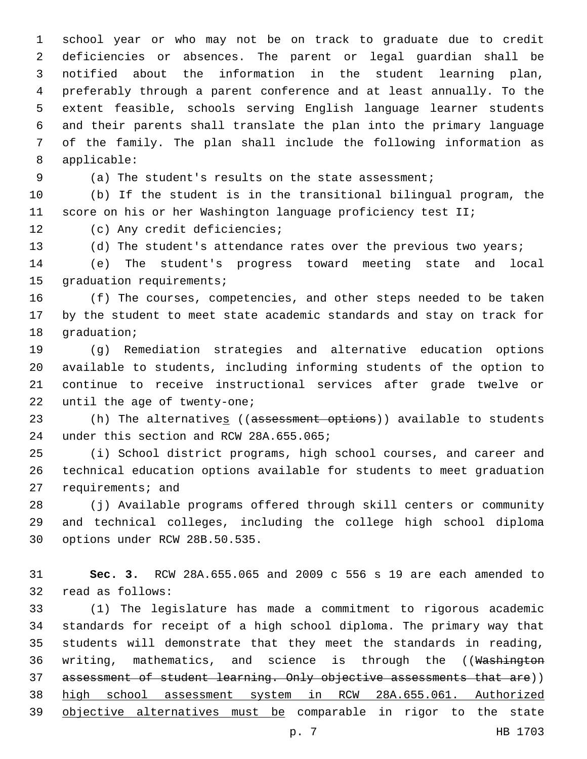school year or who may not be on track to graduate due to credit deficiencies or absences. The parent or legal guardian shall be notified about the information in the student learning plan, preferably through a parent conference and at least annually. To the extent feasible, schools serving English language learner students and their parents shall translate the plan into the primary language of the family. The plan shall include the following information as applicable:

(a) The student's results on the state assessment;

(b) If the student is in the transitional bilingual program, the score on his or her Washington language proficiency test II;

(c) Any credit deficiencies;

(d) The student's attendance rates over the previous two years;

(e) The student's progress toward meeting state and local graduation requirements;

(f) The courses, competencies, and other steps needed to be taken by the student to meet state academic standards and stay on track for graduation;

(g) Remediation strategies and alternative education options available to students, including informing students of the option to continue to receive instructional services after grade twelve or until the age of twenty-one;

(h) The alternatives ((~~assessment options~~)) available to students under this section and RCW 28A.655.065;

(i) School district programs, high school courses, and career and technical education options available for students to meet graduation requirements; and

(j) Available programs offered through skill centers or community and technical colleges, including the college high school diploma options under RCW 28B.50.535.

**Sec. 3.** RCW 28A.655.065 and 2009 c 556 s 19 are each amended to read as follows:

(1) The legislature has made a commitment to rigorous academic standards for receipt of a high school diploma. The primary way that students will demonstrate that they meet the standards in reading, writing, mathematics, and science is through the ((~~Washington assessment of student learning. Only objective assessments that are~~)) high school assessment system in RCW 28A.655.061. Authorized objective alternatives must be comparable in rigor to the state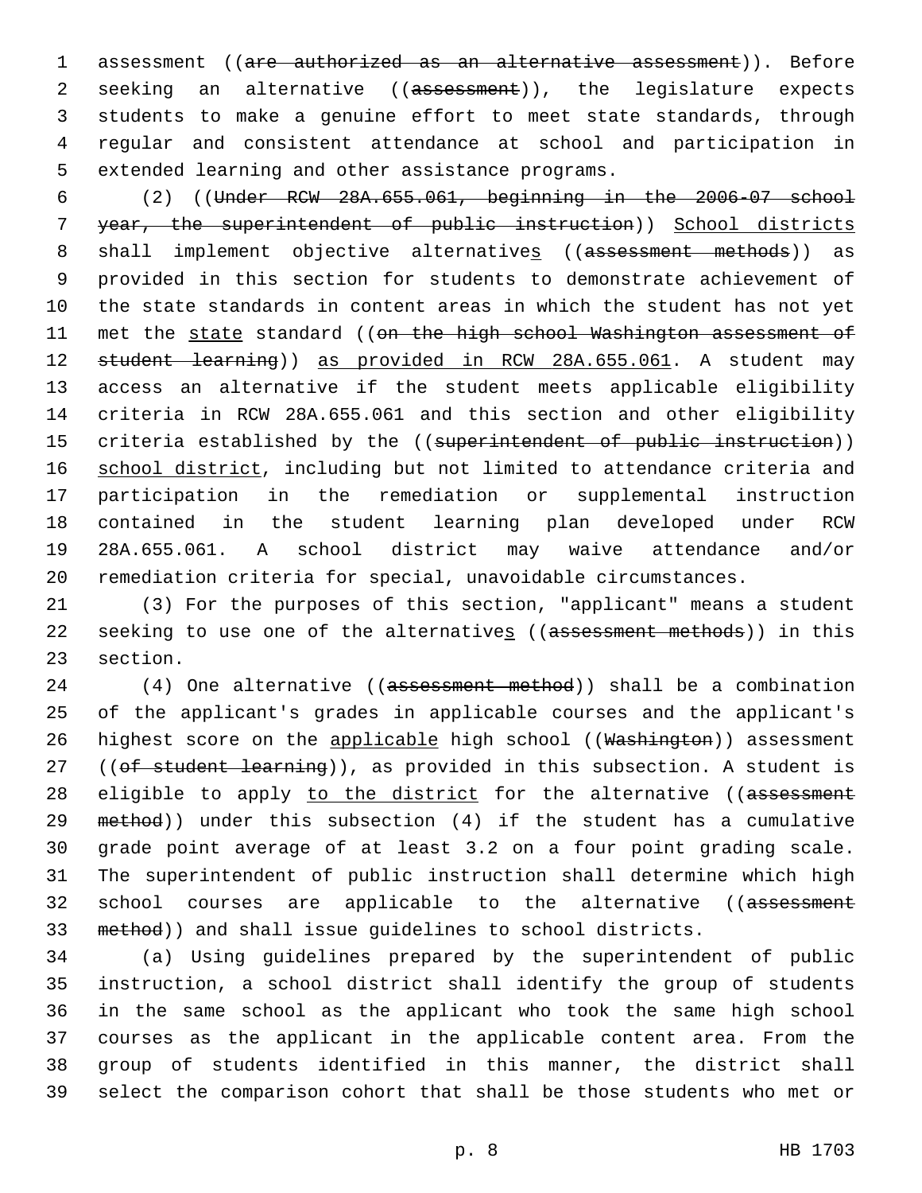assessment ((~~are authorized as an alternative assessment~~)). Before seeking an alternative ((~~assessment~~)), the legislature expects students to make a genuine effort to meet state standards, through regular and consistent attendance at school and participation in extended learning and other assistance programs.

(2) ((~~Under RCW 28A.655.061, beginning in the 2006-07 school year, the superintendent of public instruction~~)) <u>School districts</u> shall implement objective alternative<u>s</u> ((~~assessment methods~~)) as provided in this section for students to demonstrate achievement of the state standards in content areas in which the student has not yet met the <u>state</u> standard ((~~on the high school Washington assessment of student learning~~)) <u>as provided in RCW 28A.655.061</u>. A student may access an alternative if the student meets applicable eligibility criteria in RCW 28A.655.061 and this section and other eligibility criteria established by the ((~~superintendent of public instruction~~)) <u>school district</u>, including but not limited to attendance criteria and participation in the remediation or supplemental instruction contained in the student learning plan developed under RCW 28A.655.061. A school district may waive attendance and/or remediation criteria for special, unavoidable circumstances.

(3) For the purposes of this section, "applicant" means a student seeking to use one of the alternative<u>s</u> ((~~assessment methods~~)) in this section.

(4) One alternative ((~~assessment method~~)) shall be a combination of the applicant's grades in applicable courses and the applicant's highest score on the <u>applicable</u> high school ((~~Washington~~)) assessment ((~~of student learning~~)), as provided in this subsection. A student is eligible to apply <u>to the district</u> for the alternative ((~~assessment method~~)) under this subsection (4) if the student has a cumulative grade point average of at least 3.2 on a four point grading scale. The superintendent of public instruction shall determine which high school courses are applicable to the alternative ((~~assessment method~~)) and shall issue guidelines to school districts.

(a) Using guidelines prepared by the superintendent of public instruction, a school district shall identify the group of students in the same school as the applicant who took the same high school courses as the applicant in the applicable content area. From the group of students identified in this manner, the district shall select the comparison cohort that shall be those students who met or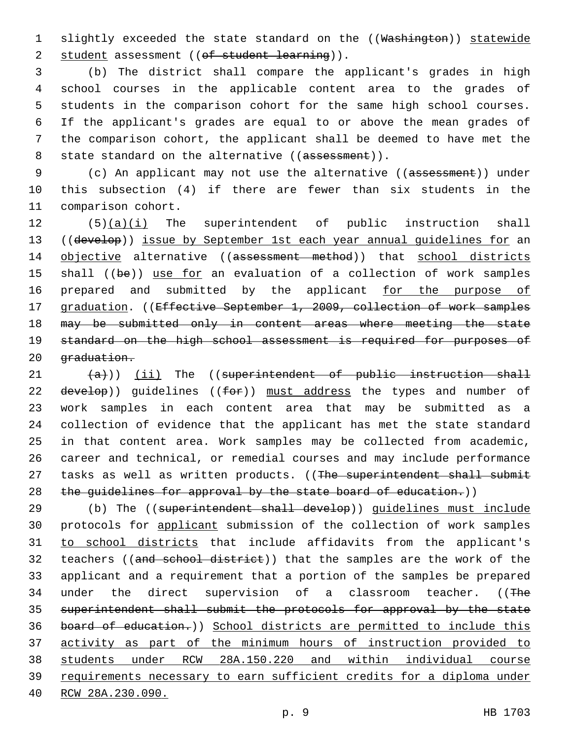slightly exceeded the state standard on the ((~~Washington~~)) <u>statewide student</u> assessment ((~~of student learning~~)).

(b) The district shall compare the applicant's grades in high school courses in the applicable content area to the grades of students in the comparison cohort for the same high school courses. If the applicant's grades are equal to or above the mean grades of the comparison cohort, the applicant shall be deemed to have met the state standard on the alternative ((~~assessment~~)).

(c) An applicant may not use the alternative ((~~assessment~~)) under this subsection (4) if there are fewer than six students in the comparison cohort.

(5)<u>(a)(i)</u> The superintendent of public instruction shall ((~~develop~~)) <u>issue by September 1st each year annual guidelines for</u> an <u>objective</u> alternative ((~~assessment method~~)) that <u>school districts</u> shall ((~~be~~)) <u>use for</u> an evaluation of a collection of work samples prepared and submitted by the applicant <u>for the purpose of graduation</u>. ((~~Effective September 1, 2009, collection of work samples may be submitted only in content areas where meeting the state standard on the high school assessment is required for purposes of graduation.~~

~~(a)~~)) <u>(ii)</u> The ((~~superintendent of public instruction shall develop~~)) guidelines ((~~for~~)) <u>must address</u> the types and number of work samples in each content area that may be submitted as a collection of evidence that the applicant has met the state standard in that content area. Work samples may be collected from academic, career and technical, or remedial courses and may include performance tasks as well as written products. ((~~The superintendent shall submit the guidelines for approval by the state board of education.~~))

(b) The ((~~superintendent shall develop~~)) <u>guidelines must include</u> protocols for <u>applicant</u> submission of the collection of work samples <u>to school districts</u> that include affidavits from the applicant's teachers ((~~and school district~~)) that the samples are the work of the applicant and a requirement that a portion of the samples be prepared under the direct supervision of a classroom teacher. ((~~The superintendent shall submit the protocols for approval by the state board of education.~~)) <u>School districts are permitted to include this activity as part of the minimum hours of instruction provided to students under RCW 28A.150.220 and within individual course requirements necessary to earn sufficient credits for a diploma under RCW 28A.230.090.</u>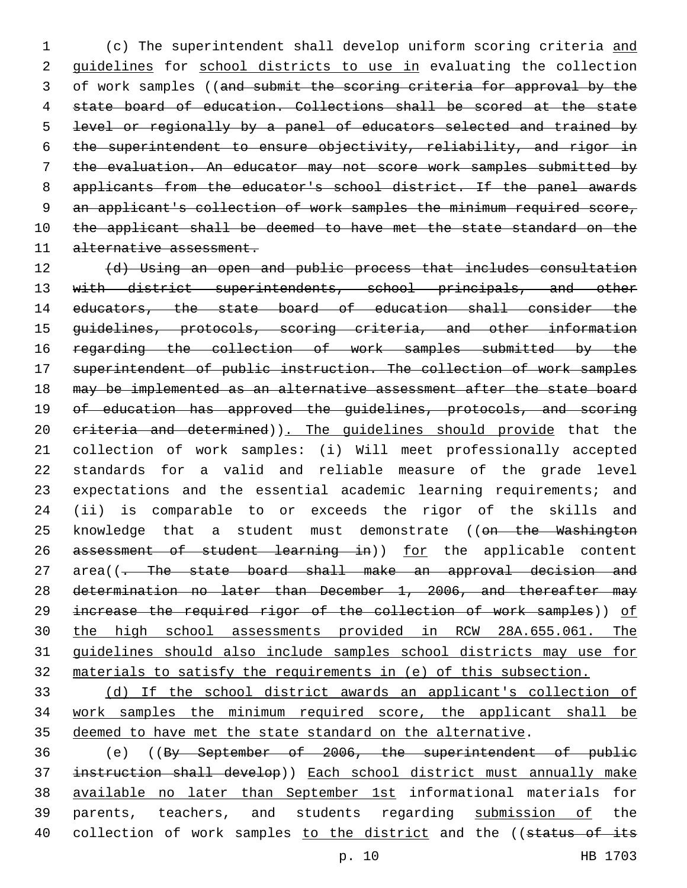(c) The superintendent shall develop uniform scoring criteria <u>and guidelines</u> for <u>school districts to use in</u> evaluating the collection of work samples ((~~and submit the scoring criteria for approval by the state board of education. Collections shall be scored at the state level or regionally by a panel of educators selected and trained by the superintendent to ensure objectivity, reliability, and rigor in the evaluation. An educator may not score work samples submitted by applicants from the educator's school district. If the panel awards an applicant's collection of work samples the minimum required score, the applicant shall be deemed to have met the state standard on the alternative assessment.~~

~~(d) Using an open and public process that includes consultation with district superintendents, school principals, and other educators, the state board of education shall consider the guidelines, protocols, scoring criteria, and other information regarding the collection of work samples submitted by the superintendent of public instruction. The collection of work samples may be implemented as an alternative assessment after the state board of education has approved the guidelines, protocols, and scoring criteria and determined~~))<u>. The guidelines should provide</u> that the collection of work samples: (i) Will meet professionally accepted standards for a valid and reliable measure of the grade level expectations and the essential academic learning requirements; and (ii) is comparable to or exceeds the rigor of the skills and knowledge that a student must demonstrate ((~~on the Washington assessment of student learning in~~)) <u>for</u> the applicable content area((~~. The state board shall make an approval decision and determination no later than December 1, 2006, and thereafter may increase the required rigor of the collection of work samples~~)) <u>of the high school assessments provided in RCW 28A.655.061. The guidelines should also include samples school districts may use for materials to satisfy the requirements in (e) of this subsection.</u>

<u>(d) If the school district awards an applicant's collection of work samples the minimum required score, the applicant shall be deemed to have met the state standard on the alternative</u>.

(e) ((~~By September of 2006, the superintendent of public instruction shall develop~~)) <u>Each school district must annually make available no later than September 1st</u> informational materials for parents, teachers, and students regarding <u>submission of</u> the collection of work samples <u>to the district</u> and the ((~~status of its~~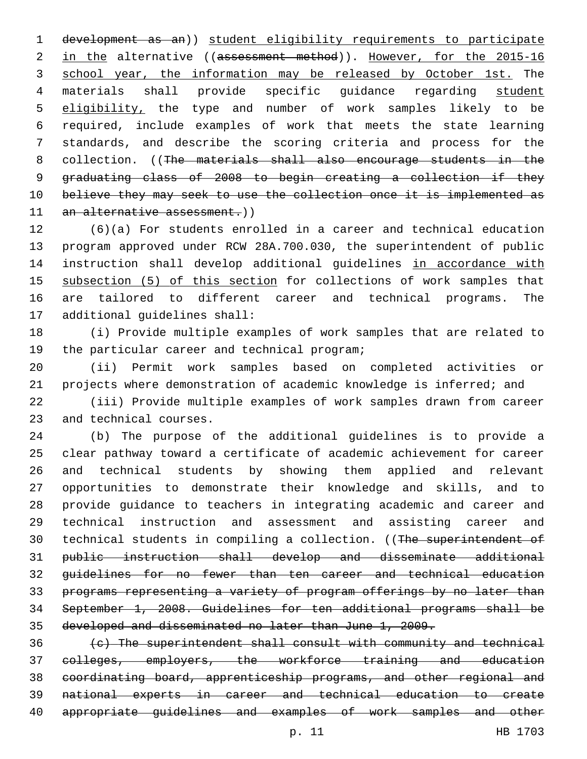~~development as an~~)) student eligibility requirements to participate in the alternative ((~~assessment method~~)). However, for the 2015-16 school year, the information may be released by October 1st. The materials shall provide specific guidance regarding student eligibility, the type and number of work samples likely to be required, include examples of work that meets the state learning standards, and describe the scoring criteria and process for the collection. ((~~The materials shall also encourage students in the graduating class of 2008 to begin creating a collection if they believe they may seek to use the collection once it is implemented as an alternative assessment.~~))

(6)(a) For students enrolled in a career and technical education program approved under RCW 28A.700.030, the superintendent of public instruction shall develop additional guidelines in accordance with subsection (5) of this section for collections of work samples that are tailored to different career and technical programs. The additional guidelines shall:

(i) Provide multiple examples of work samples that are related to the particular career and technical program;

(ii) Permit work samples based on completed activities or projects where demonstration of academic knowledge is inferred; and

(iii) Provide multiple examples of work samples drawn from career and technical courses.

(b) The purpose of the additional guidelines is to provide a clear pathway toward a certificate of academic achievement for career and technical students by showing them applied and relevant opportunities to demonstrate their knowledge and skills, and to provide guidance to teachers in integrating academic and career and technical instruction and assessment and assisting career and technical students in compiling a collection. ((~~The superintendent of public instruction shall develop and disseminate additional guidelines for no fewer than ten career and technical education programs representing a variety of program offerings by no later than September 1, 2008. Guidelines for ten additional programs shall be developed and disseminated no later than June 1, 2009.~~

~~(c) The superintendent shall consult with community and technical colleges, employers, the workforce training and education coordinating board, apprenticeship programs, and other regional and national experts in career and technical education to create appropriate guidelines and examples of work samples and other~~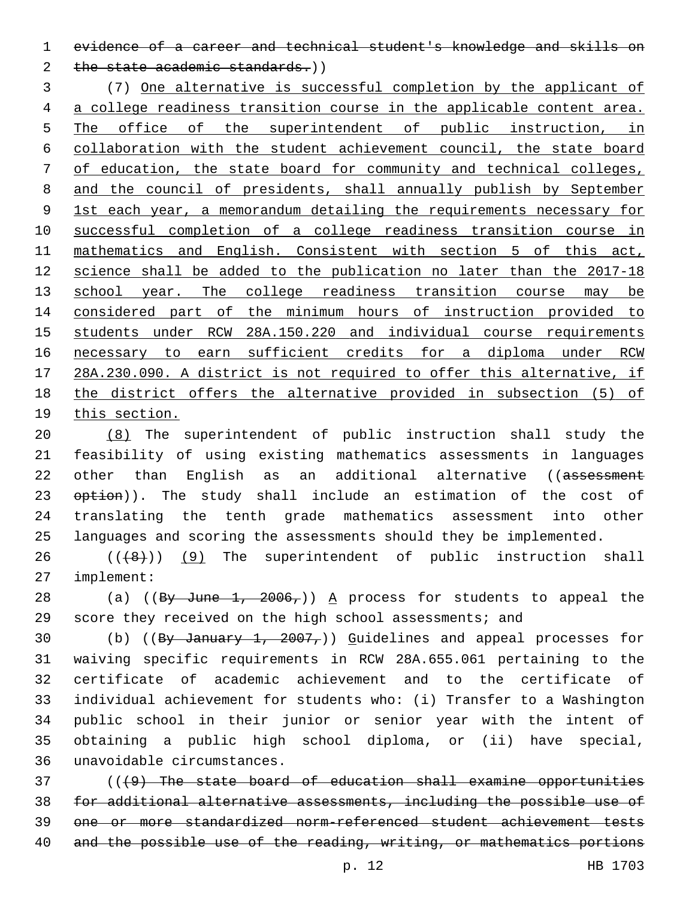evidence of a career and technical student's knowledge and skills on the state academic standards.))

(7) One alternative is successful completion by the applicant of a college readiness transition course in the applicable content area. The office of the superintendent of public instruction, in collaboration with the student achievement council, the state board of education, the state board for community and technical colleges, and the council of presidents, shall annually publish by September 1st each year, a memorandum detailing the requirements necessary for successful completion of a college readiness transition course in mathematics and English. Consistent with section 5 of this act, science shall be added to the publication no later than the 2017-18 school year. The college readiness transition course may be considered part of the minimum hours of instruction provided to students under RCW 28A.150.220 and individual course requirements necessary to earn sufficient credits for a diploma under RCW 28A.230.090. A district is not required to offer this alternative, if the district offers the alternative provided in subsection (5) of this section.

(8) The superintendent of public instruction shall study the feasibility of using existing mathematics assessments in languages other than English as an additional alternative ((assessment option)). The study shall include an estimation of the cost of translating the tenth grade mathematics assessment into other languages and scoring the assessments should they be implemented.

(((8))) (9) The superintendent of public instruction shall implement:

(a) ((By June 1, 2006,)) A process for students to appeal the score they received on the high school assessments; and

(b) ((By January 1, 2007,)) Guidelines and appeal processes for waiving specific requirements in RCW 28A.655.061 pertaining to the certificate of academic achievement and to the certificate of individual achievement for students who: (i) Transfer to a Washington public school in their junior or senior year with the intent of obtaining a public high school diploma, or (ii) have special, unavoidable circumstances.

(((9) The state board of education shall examine opportunities for additional alternative assessments, including the possible use of one or more standardized norm-referenced student achievement tests and the possible use of the reading, writing, or mathematics portions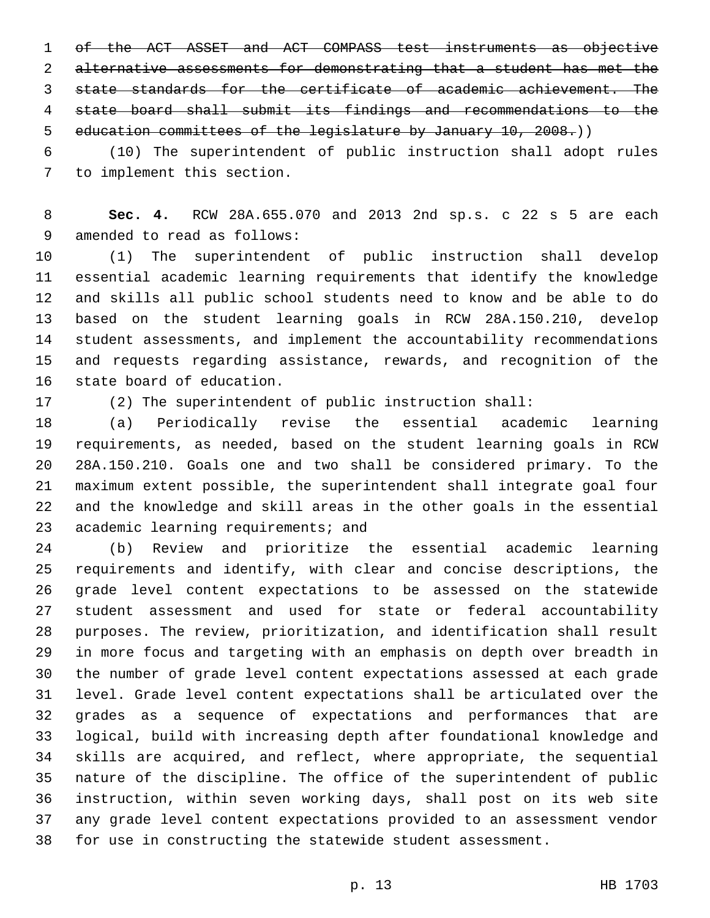~~of the ACT ASSET and ACT COMPASS test instruments as objective alternative assessments for demonstrating that a student has met the state standards for the certificate of academic achievement. The state board shall submit its findings and recommendations to the education committees of the legislature by January 10, 2008.~~))

(10) The superintendent of public instruction shall adopt rules to implement this section.

**Sec. 4.** RCW 28A.655.070 and 2013 2nd sp.s. c 22 s 5 are each amended to read as follows:

(1) The superintendent of public instruction shall develop essential academic learning requirements that identify the knowledge and skills all public school students need to know and be able to do based on the student learning goals in RCW 28A.150.210, develop student assessments, and implement the accountability recommendations and requests regarding assistance, rewards, and recognition of the state board of education.

(2) The superintendent of public instruction shall:

(a) Periodically revise the essential academic learning requirements, as needed, based on the student learning goals in RCW 28A.150.210. Goals one and two shall be considered primary. To the maximum extent possible, the superintendent shall integrate goal four and the knowledge and skill areas in the other goals in the essential academic learning requirements; and

(b) Review and prioritize the essential academic learning requirements and identify, with clear and concise descriptions, the grade level content expectations to be assessed on the statewide student assessment and used for state or federal accountability purposes. The review, prioritization, and identification shall result in more focus and targeting with an emphasis on depth over breadth in the number of grade level content expectations assessed at each grade level. Grade level content expectations shall be articulated over the grades as a sequence of expectations and performances that are logical, build with increasing depth after foundational knowledge and skills are acquired, and reflect, where appropriate, the sequential nature of the discipline. The office of the superintendent of public instruction, within seven working days, shall post on its web site any grade level content expectations provided to an assessment vendor for use in constructing the statewide student assessment.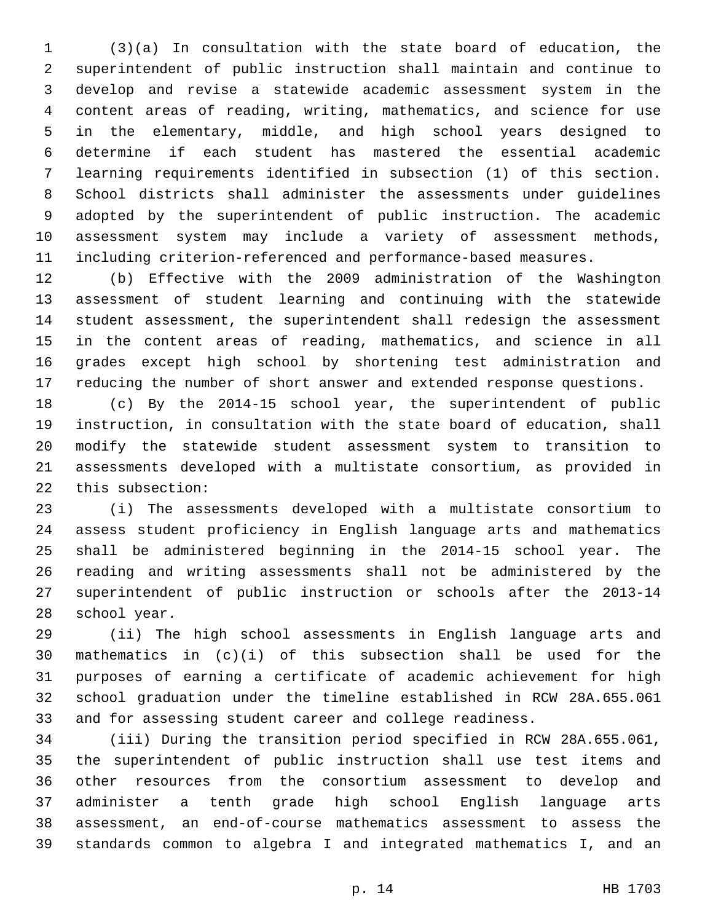(3)(a) In consultation with the state board of education, the superintendent of public instruction shall maintain and continue to develop and revise a statewide academic assessment system in the content areas of reading, writing, mathematics, and science for use in the elementary, middle, and high school years designed to determine if each student has mastered the essential academic learning requirements identified in subsection (1) of this section. School districts shall administer the assessments under guidelines adopted by the superintendent of public instruction. The academic assessment system may include a variety of assessment methods, including criterion-referenced and performance-based measures.

(b) Effective with the 2009 administration of the Washington assessment of student learning and continuing with the statewide student assessment, the superintendent shall redesign the assessment in the content areas of reading, mathematics, and science in all grades except high school by shortening test administration and reducing the number of short answer and extended response questions.

(c) By the 2014-15 school year, the superintendent of public instruction, in consultation with the state board of education, shall modify the statewide student assessment system to transition to assessments developed with a multistate consortium, as provided in this subsection:

(i) The assessments developed with a multistate consortium to assess student proficiency in English language arts and mathematics shall be administered beginning in the 2014-15 school year. The reading and writing assessments shall not be administered by the superintendent of public instruction or schools after the 2013-14 school year.

(ii) The high school assessments in English language arts and mathematics in (c)(i) of this subsection shall be used for the purposes of earning a certificate of academic achievement for high school graduation under the timeline established in RCW 28A.655.061 and for assessing student career and college readiness.

(iii) During the transition period specified in RCW 28A.655.061, the superintendent of public instruction shall use test items and other resources from the consortium assessment to develop and administer a tenth grade high school English language arts assessment, an end-of-course mathematics assessment to assess the standards common to algebra I and integrated mathematics I, and an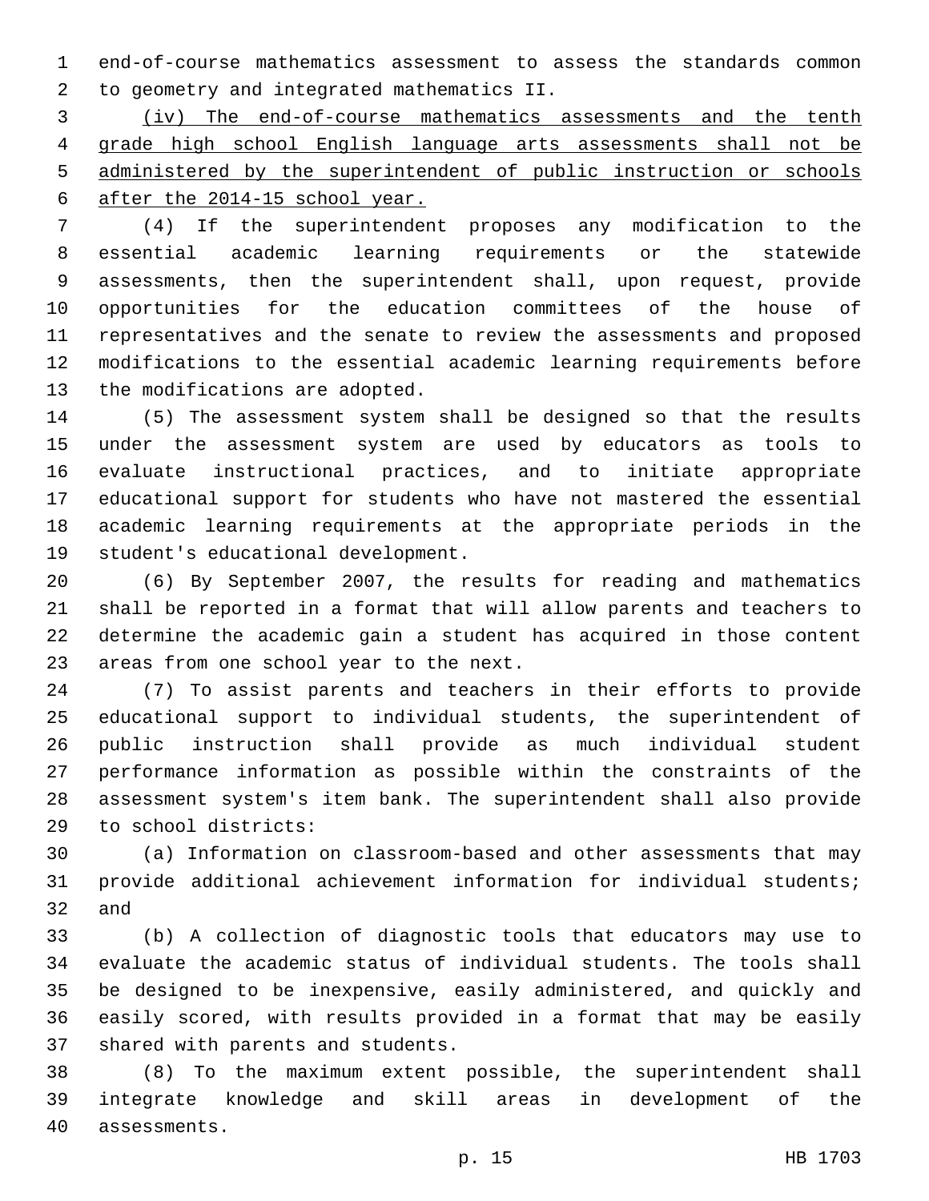end-of-course mathematics assessment to assess the standards common to geometry and integrated mathematics II.

(iv) The end-of-course mathematics assessments and the tenth grade high school English language arts assessments shall not be administered by the superintendent of public instruction or schools after the 2014-15 school year.

(4) If the superintendent proposes any modification to the essential academic learning requirements or the statewide assessments, then the superintendent shall, upon request, provide opportunities for the education committees of the house of representatives and the senate to review the assessments and proposed modifications to the essential academic learning requirements before the modifications are adopted.

(5) The assessment system shall be designed so that the results under the assessment system are used by educators as tools to evaluate instructional practices, and to initiate appropriate educational support for students who have not mastered the essential academic learning requirements at the appropriate periods in the student's educational development.

(6) By September 2007, the results for reading and mathematics shall be reported in a format that will allow parents and teachers to determine the academic gain a student has acquired in those content areas from one school year to the next.

(7) To assist parents and teachers in their efforts to provide educational support to individual students, the superintendent of public instruction shall provide as much individual student performance information as possible within the constraints of the assessment system's item bank. The superintendent shall also provide to school districts:

(a) Information on classroom-based and other assessments that may provide additional achievement information for individual students; and

(b) A collection of diagnostic tools that educators may use to evaluate the academic status of individual students. The tools shall be designed to be inexpensive, easily administered, and quickly and easily scored, with results provided in a format that may be easily shared with parents and students.

(8) To the maximum extent possible, the superintendent shall integrate knowledge and skill areas in development of the assessments.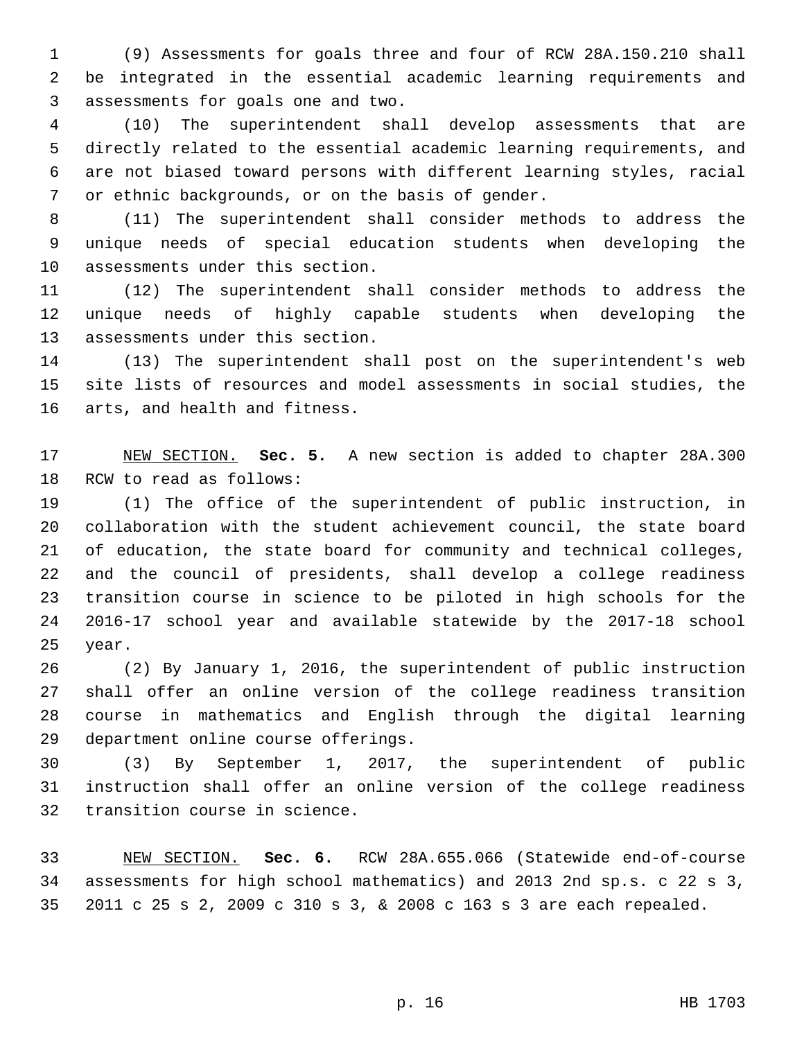(9) Assessments for goals three and four of RCW 28A.150.210 shall be integrated in the essential academic learning requirements and assessments for goals one and two.

(10) The superintendent shall develop assessments that are directly related to the essential academic learning requirements, and are not biased toward persons with different learning styles, racial or ethnic backgrounds, or on the basis of gender.

(11) The superintendent shall consider methods to address the unique needs of special education students when developing the assessments under this section.

(12) The superintendent shall consider methods to address the unique needs of highly capable students when developing the assessments under this section.

(13) The superintendent shall post on the superintendent's web site lists of resources and model assessments in social studies, the arts, and health and fitness.

NEW SECTION. **Sec. 5.** A new section is added to chapter 28A.300 RCW to read as follows:

(1) The office of the superintendent of public instruction, in collaboration with the student achievement council, the state board of education, the state board for community and technical colleges, and the council of presidents, shall develop a college readiness transition course in science to be piloted in high schools for the 2016-17 school year and available statewide by the 2017-18 school year.

(2) By January 1, 2016, the superintendent of public instruction shall offer an online version of the college readiness transition course in mathematics and English through the digital learning department online course offerings.

(3) By September 1, 2017, the superintendent of public instruction shall offer an online version of the college readiness transition course in science.

NEW SECTION. **Sec. 6.** RCW 28A.655.066 (Statewide end-of-course assessments for high school mathematics) and 2013 2nd sp.s. c 22 s 3, 2011 c 25 s 2, 2009 c 310 s 3, & 2008 c 163 s 3 are each repealed.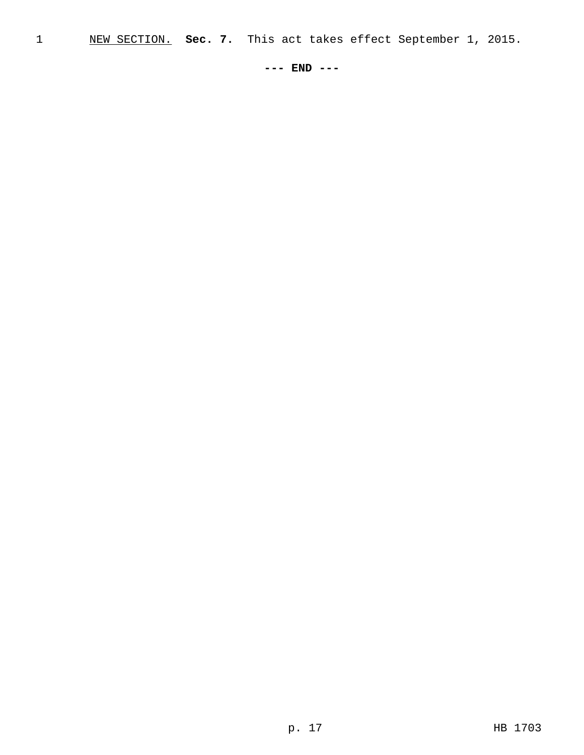NEW SECTION. **Sec. 7.** This act takes effect September 1, 2015.

**--- END ---**